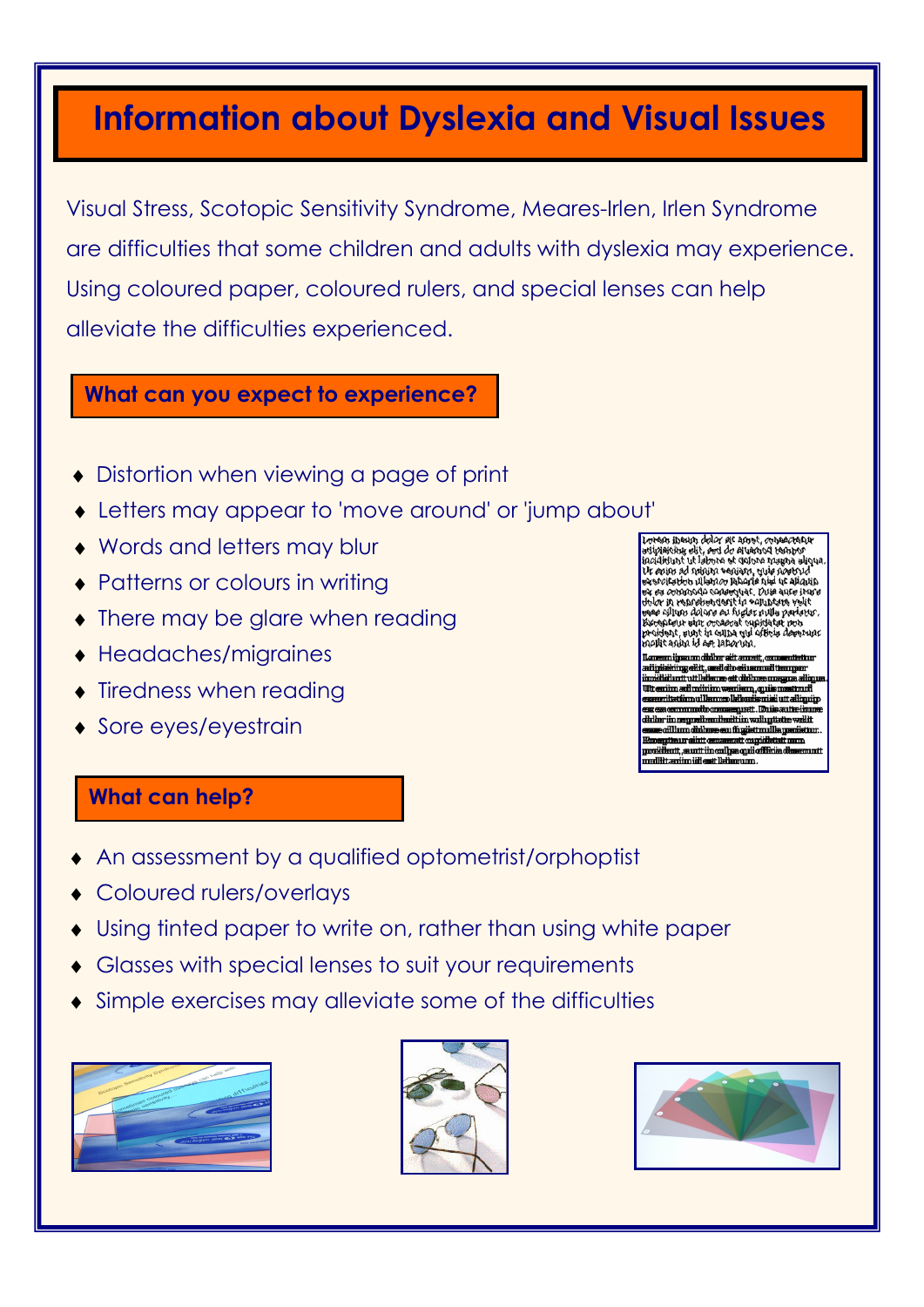# Information about Dyslexia and Visual Issues

Visual Stress, Scotopic Sensitivity Syndrome, Meares-Irlen, Irlen Syndrome are difficulties that some children and adults with dyslexia may experience. Using coloured paper, coloured rulers, and special lenses can help alleviate the difficulties experienced.

## What can you expect to experience?

- Distortion when viewing a page of print
- Letters may appear to 'move around' or 'jump about'
- Words and letters may blur
- Patterns or colours in writing
- There may be glare when reading
- Headaches/migraines
- Tiredness when reading
- Sore eyes/eyestrain

## What can help?

- An assessment by a qualified optometrist/orphoptist
- Coloured rulers/overlays
- Using tinted paper to write on, rather than using white paper
- Glasses with special lenses to suit your requirements
- Simple exercises may alleviate some of the difficulties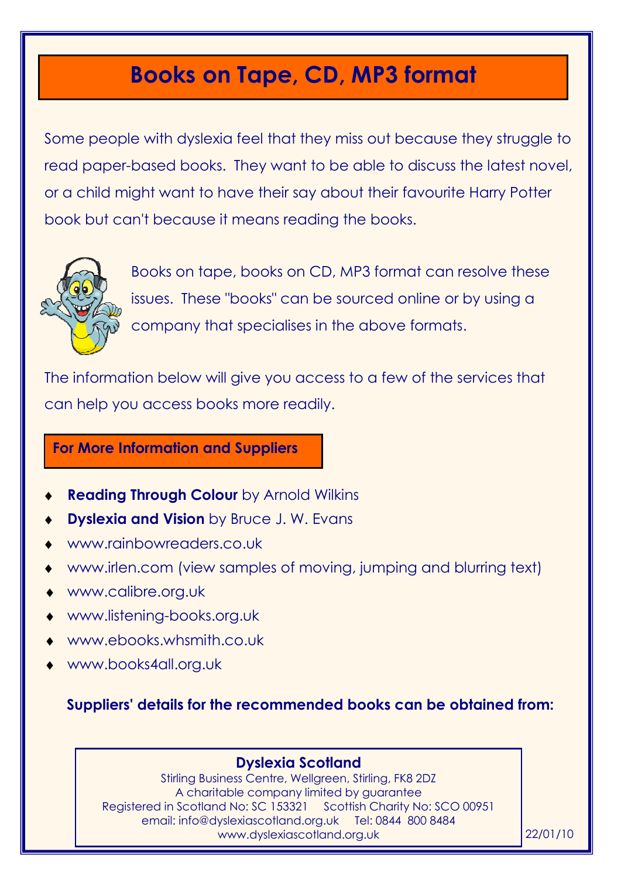# Books on Tape, CD, MP3 format

Some people with dyslexia feel that they miss out because they struggle to read paper-based books. They want to be able to discuss the latest novel, or a child might want to have their say about their favourite Harry Potter book but can't because it means reading the books.

Books on tape, books on CD, MP3 format can resolve these issues. These "books" can be sourced online or by using a company that specialises in the above formats.

The information below will give you access to a few of the services that can help you access books more readily.

## For More Information and Suppliers

- **Reading Through Colour** by Arnold Wilkins
- **Dyslexia and Vision** by Bruce J. W. Evans
- www.rainbowreaders.co.uk
- www.irlen.com (view samples of moving, jumping and blurring text)
- www.calibre.org.uk
- www.listening-books.org.uk
- www.ebooks.whsmith.co.uk
- www.books4all.org.uk

**Suppliers' details for the recommended books can be obtained from:**

**Dyslexia Scotland**
Stirling Business Centre, Wellgreen, Stirling, FK8 2DZ
A charitable company limited by guarantee
Registered in Scotland No: SC 153321 Scottish Charity No: SCO 00951
email: info@dyslexiascotland.org.uk Tel: 0844 800 8484
www.dyslexiascotland.org.uk

22/01/10